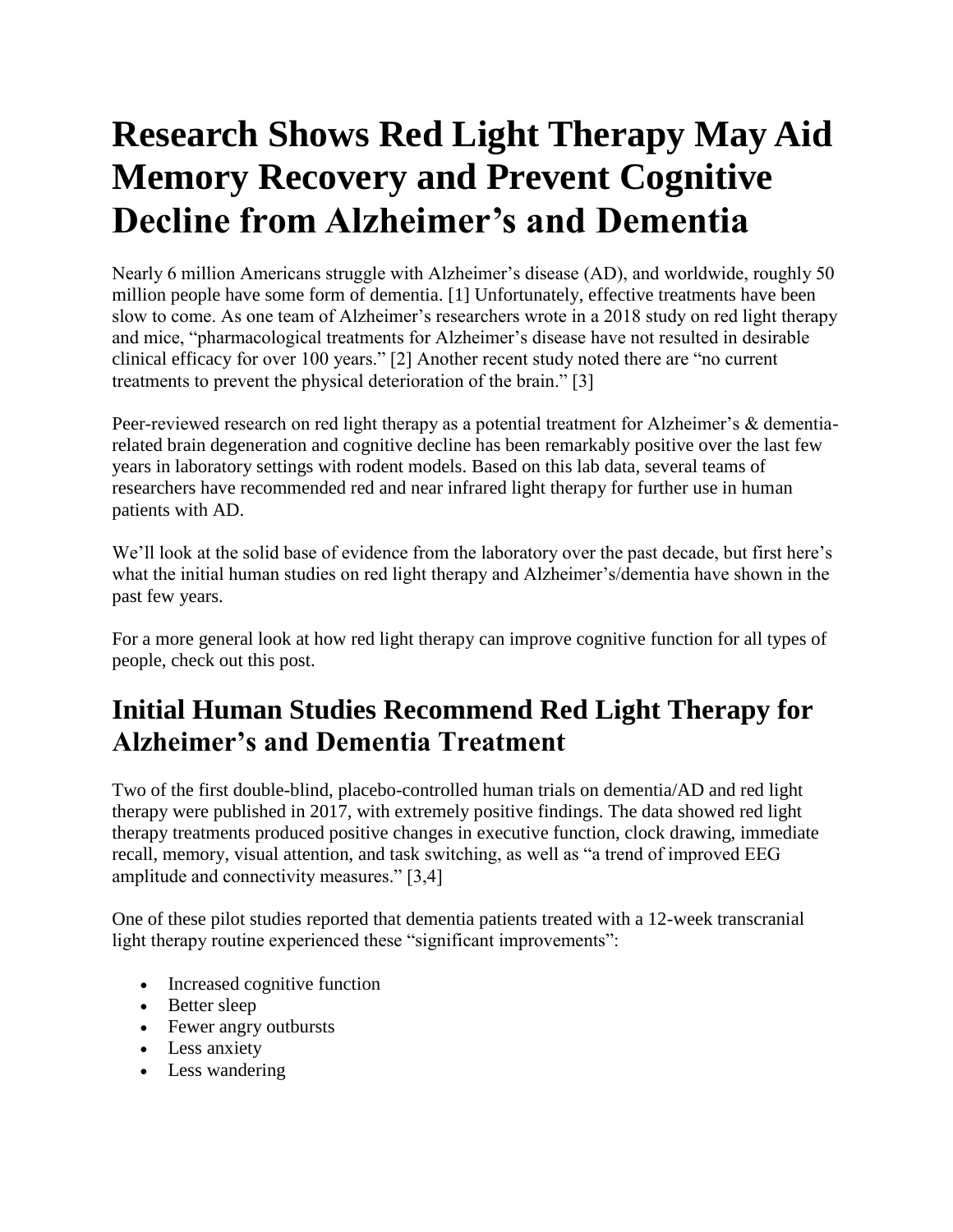# Research Shows Red Light Therapy May Aid Memory Recovery and Prevent Cognitive Decline from Alzheimer's and Dementia

Nearly 6 million Americans struggle with Alzheimer's disease (AD), and worldwide, roughly 50 million people have some form of dementia. [1] Unfortunately, effective treatments have been slow to come. As one team of Alzheimer's researchers wrote in a 2018 study on red light therapy and mice, "pharmacological treatments for Alzheimer's disease have not resulted in desirable clinical efficacy for over 100 years." [2] Another recent study noted there are "no current treatments to prevent the physical deterioration of the brain." [3]

Peer-reviewed research on red light therapy as a potential treatment for Alzheimer's & dementia-related brain degeneration and cognitive decline has been remarkably positive over the last few years in laboratory settings with rodent models. Based on this lab data, several teams of researchers have recommended red and near infrared light therapy for further use in human patients with AD.

We'll look at the solid base of evidence from the laboratory over the past decade, but first here's what the initial human studies on red light therapy and Alzheimer's/dementia have shown in the past few years.

For a more general look at how red light therapy can improve cognitive function for all types of people, check out this post.

## Initial Human Studies Recommend Red Light Therapy for Alzheimer's and Dementia Treatment

Two of the first double-blind, placebo-controlled human trials on dementia/AD and red light therapy were published in 2017, with extremely positive findings. The data showed red light therapy treatments produced positive changes in executive function, clock drawing, immediate recall, memory, visual attention, and task switching, as well as "a trend of improved EEG amplitude and connectivity measures." [3,4]

One of these pilot studies reported that dementia patients treated with a 12-week transcranial light therapy routine experienced these "significant improvements":

- Increased cognitive function
- Better sleep
- Fewer angry outbursts
- Less anxiety
- Less wandering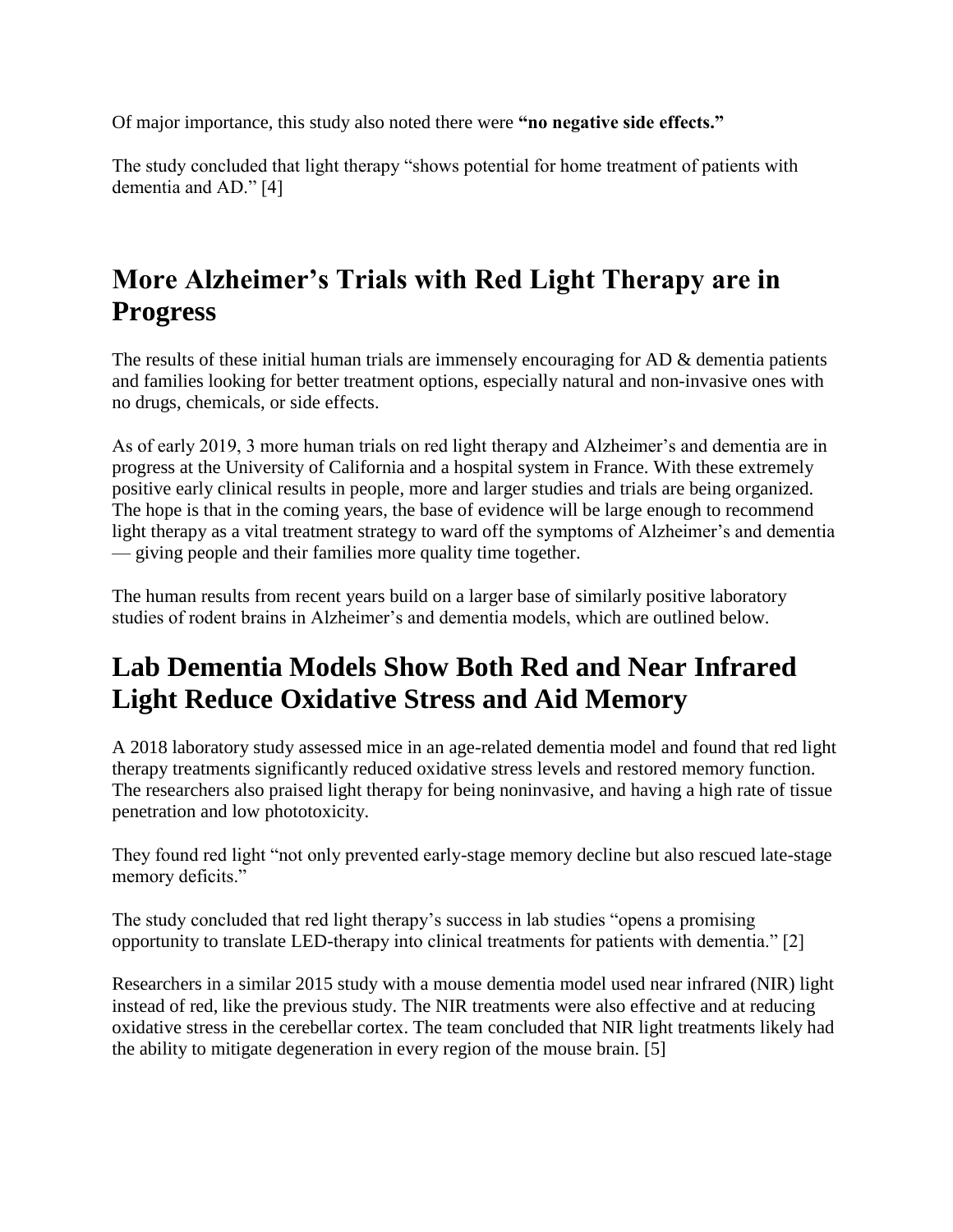Of major importance, this study also noted there were **"no negative side effects."**

The study concluded that light therapy "shows potential for home treatment of patients with dementia and AD." [4]

## More Alzheimer's Trials with Red Light Therapy are in Progress

The results of these initial human trials are immensely encouraging for AD & dementia patients and families looking for better treatment options, especially natural and non-invasive ones with no drugs, chemicals, or side effects.

As of early 2019, 3 more human trials on red light therapy and Alzheimer's and dementia are in progress at the University of California and a hospital system in France. With these extremely positive early clinical results in people, more and larger studies and trials are being organized. The hope is that in the coming years, the base of evidence will be large enough to recommend light therapy as a vital treatment strategy to ward off the symptoms of Alzheimer's and dementia — giving people and their families more quality time together.

The human results from recent years build on a larger base of similarly positive laboratory studies of rodent brains in Alzheimer's and dementia models, which are outlined below.

## Lab Dementia Models Show Both Red and Near Infrared Light Reduce Oxidative Stress and Aid Memory

A 2018 laboratory study assessed mice in an age-related dementia model and found that red light therapy treatments significantly reduced oxidative stress levels and restored memory function. The researchers also praised light therapy for being noninvasive, and having a high rate of tissue penetration and low phototoxicity.

They found red light "not only prevented early-stage memory decline but also rescued late-stage memory deficits."

The study concluded that red light therapy's success in lab studies "opens a promising opportunity to translate LED-therapy into clinical treatments for patients with dementia." [2]

Researchers in a similar 2015 study with a mouse dementia model used near infrared (NIR) light instead of red, like the previous study. The NIR treatments were also effective and at reducing oxidative stress in the cerebellar cortex. The team concluded that NIR light treatments likely had the ability to mitigate degeneration in every region of the mouse brain. [5]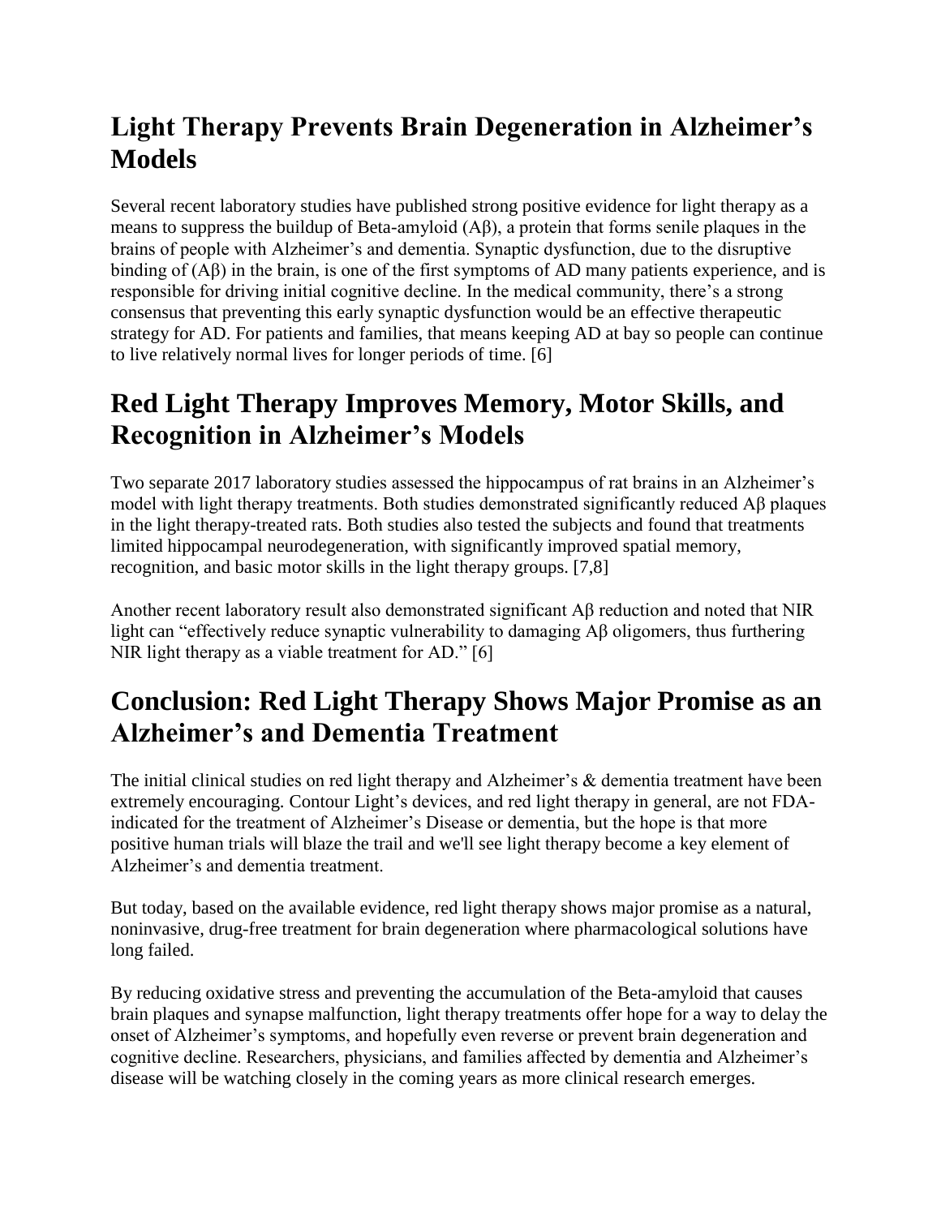## Light Therapy Prevents Brain Degeneration in Alzheimer's Models

Several recent laboratory studies have published strong positive evidence for light therapy as a means to suppress the buildup of Beta-amyloid (Aβ), a protein that forms senile plaques in the brains of people with Alzheimer's and dementia. Synaptic dysfunction, due to the disruptive binding of (Aβ) in the brain, is one of the first symptoms of AD many patients experience, and is responsible for driving initial cognitive decline. In the medical community, there's a strong consensus that preventing this early synaptic dysfunction would be an effective therapeutic strategy for AD. For patients and families, that means keeping AD at bay so people can continue to live relatively normal lives for longer periods of time. [6]

## Red Light Therapy Improves Memory, Motor Skills, and Recognition in Alzheimer's Models

Two separate 2017 laboratory studies assessed the hippocampus of rat brains in an Alzheimer's model with light therapy treatments. Both studies demonstrated significantly reduced Aβ plaques in the light therapy-treated rats. Both studies also tested the subjects and found that treatments limited hippocampal neurodegeneration, with significantly improved spatial memory, recognition, and basic motor skills in the light therapy groups. [7,8]

Another recent laboratory result also demonstrated significant Aβ reduction and noted that NIR light can "effectively reduce synaptic vulnerability to damaging Aβ oligomers, thus furthering NIR light therapy as a viable treatment for AD." [6]

## Conclusion: Red Light Therapy Shows Major Promise as an Alzheimer's and Dementia Treatment

The initial clinical studies on red light therapy and Alzheimer's & dementia treatment have been extremely encouraging. Contour Light's devices, and red light therapy in general, are not FDA-indicated for the treatment of Alzheimer's Disease or dementia, but the hope is that more positive human trials will blaze the trail and we'll see light therapy become a key element of Alzheimer's and dementia treatment.

But today, based on the available evidence, red light therapy shows major promise as a natural, noninvasive, drug-free treatment for brain degeneration where pharmacological solutions have long failed.

By reducing oxidative stress and preventing the accumulation of the Beta-amyloid that causes brain plaques and synapse malfunction, light therapy treatments offer hope for a way to delay the onset of Alzheimer's symptoms, and hopefully even reverse or prevent brain degeneration and cognitive decline. Researchers, physicians, and families affected by dementia and Alzheimer's disease will be watching closely in the coming years as more clinical research emerges.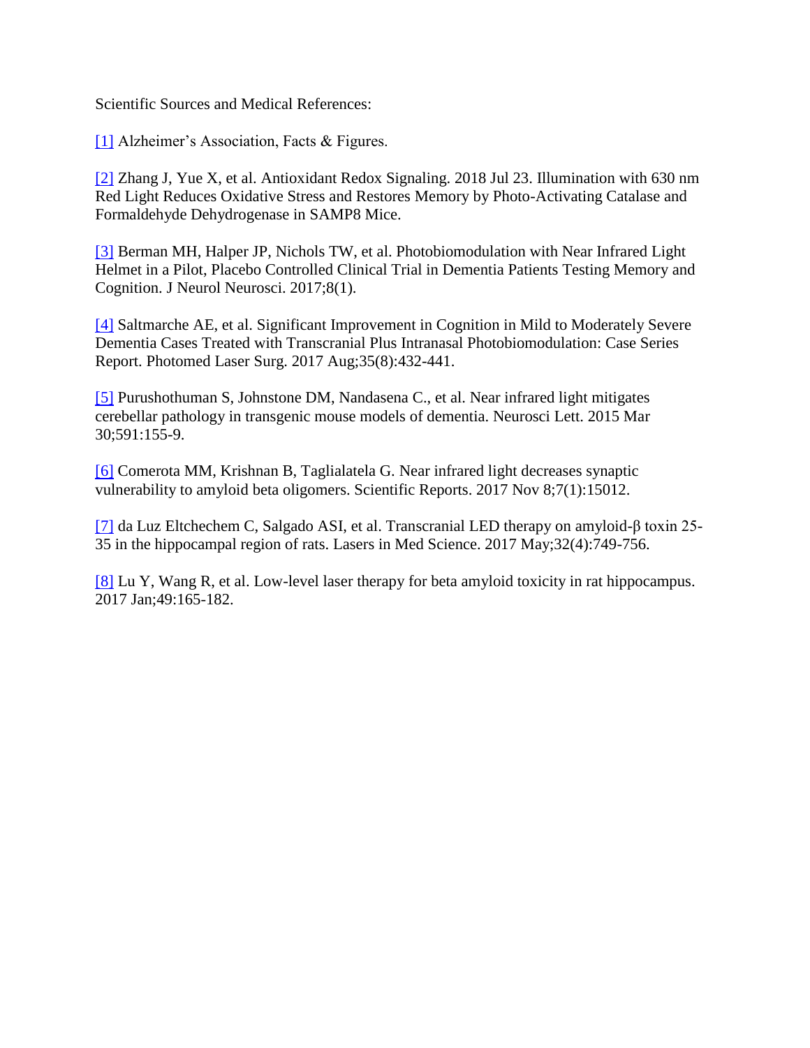Scientific Sources and Medical References:

[1] Alzheimer's Association, Facts & Figures.

[2] Zhang J, Yue X, et al. Antioxidant Redox Signaling. 2018 Jul 23. Illumination with 630 nm Red Light Reduces Oxidative Stress and Restores Memory by Photo-Activating Catalase and Formaldehyde Dehydrogenase in SAMP8 Mice.

[3] Berman MH, Halper JP, Nichols TW, et al. Photobiomodulation with Near Infrared Light Helmet in a Pilot, Placebo Controlled Clinical Trial in Dementia Patients Testing Memory and Cognition. J Neurol Neurosci. 2017;8(1).

[4] Saltmarche AE, et al. Significant Improvement in Cognition in Mild to Moderately Severe Dementia Cases Treated with Transcranial Plus Intranasal Photobiomodulation: Case Series Report. Photomed Laser Surg. 2017 Aug;35(8):432-441.

[5] Purushothuman S, Johnstone DM, Nandasena C., et al. Near infrared light mitigates cerebellar pathology in transgenic mouse models of dementia. Neurosci Lett. 2015 Mar 30;591:155-9.

[6] Comerota MM, Krishnan B, Taglialatela G. Near infrared light decreases synaptic vulnerability to amyloid beta oligomers. Scientific Reports. 2017 Nov 8;7(1):15012.

[7] da Luz Eltchechem C, Salgado ASI, et al. Transcranial LED therapy on amyloid-β toxin 25-35 in the hippocampal region of rats. Lasers in Med Science. 2017 May;32(4):749-756.

[8] Lu Y, Wang R, et al. Low-level laser therapy for beta amyloid toxicity in rat hippocampus. 2017 Jan;49:165-182.